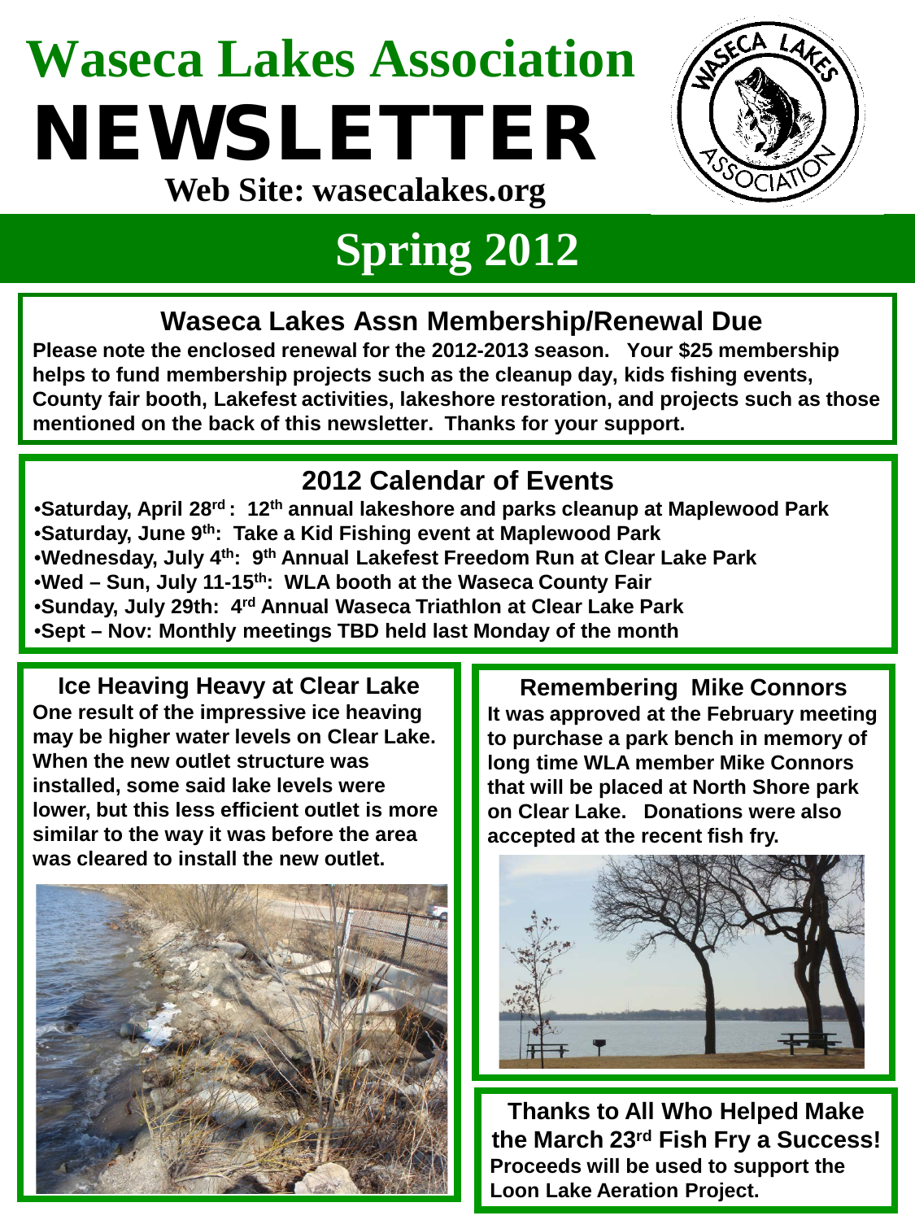# Waseca Lakes Association NEWSLETTER

**Web Site: wasecalakes.org**

## Spring 2012

### Waseca Lakes Assn Membership/Renewal Due

**Please note the enclosed renewal for the 2012-2013 season. Your $25 membership helps to fund membership projects such as the cleanup day, kids fishing events, County fair booth, Lakefest activities, lakeshore restoration, and projects such as those mentioned on the back of this newsletter. Thanks for your support.**

### 2012 Calendar of Events

- **Saturday, April 28rd : 12th annual lakeshore and parks cleanup at Maplewood Park**
- **Saturday, June 9th: Take a Kid Fishing event at Maplewood Park**
- **Wednesday, July 4th: 9th Annual Lakefest Freedom Run at Clear Lake Park**
- **Wed – Sun, July 11-15th: WLA booth at the Waseca County Fair**
- **Sunday, July 29th: 4rd Annual Waseca Triathlon at Clear Lake Park**
- **Sept – Nov: Monthly meetings TBD held last Monday of the month**

### Ice Heaving Heavy at Clear Lake

**One result of the impressive ice heaving may be higher water levels on Clear Lake. When the new outlet structure was installed, some said lake levels were lower, but this less efficient outlet is more similar to the way it was before the area was cleared to install the new outlet.**

### Remembering Mike Connors

**It was approved at the February meeting to purchase a park bench in memory of long time WLA member Mike Connors that will be placed at North Shore park on Clear Lake. Donations were also accepted at the recent fish fry.**

### Thanks to All Who Helped Make the March 23rd Fish Fry a Success!

**Proceeds will be used to support the Loon Lake Aeration Project.**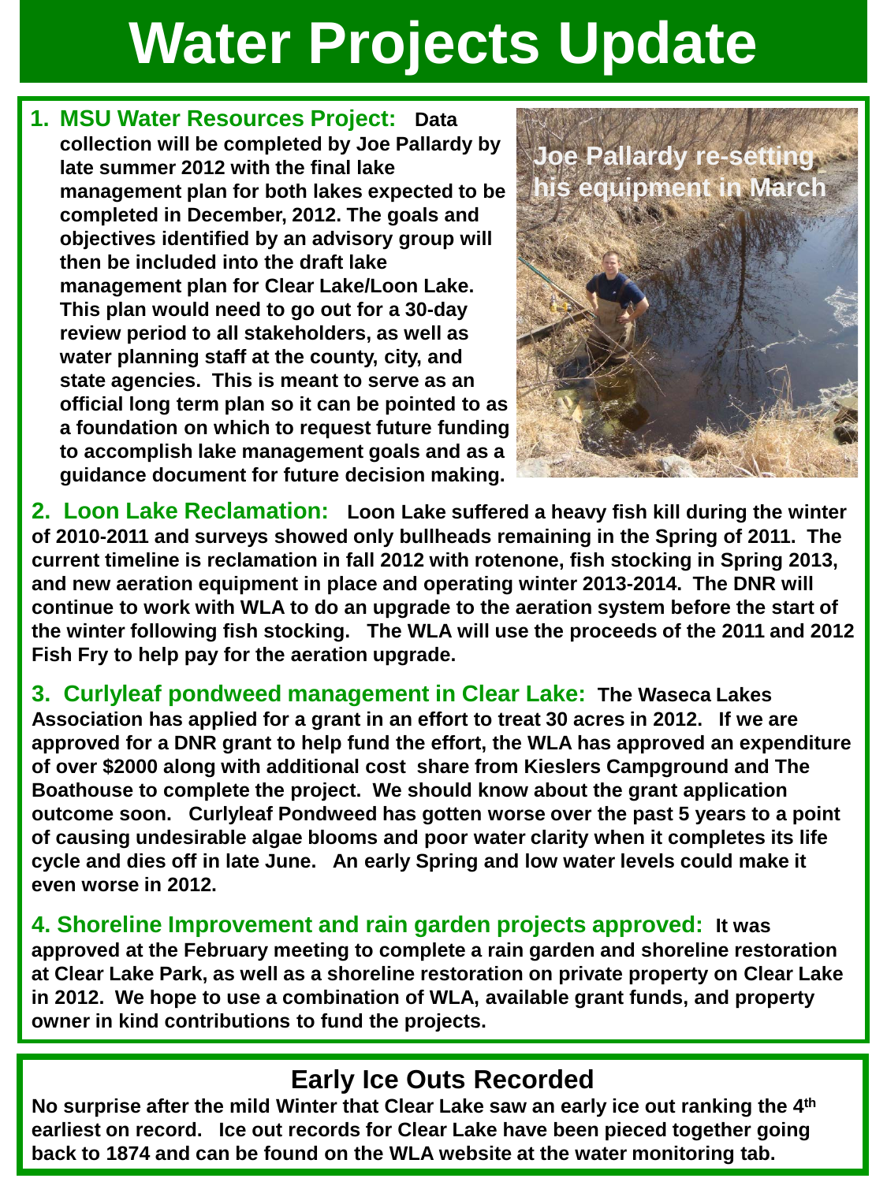# Water Projects Update

1. **MSU Water Resources Project:** **Data collection will be completed by Joe Pallardy by late summer 2012 with the final lake management plan for both lakes expected to be completed in December, 2012. The goals and objectives identified by an advisory group will then be included into the draft lake management plan for Clear Lake/Loon Lake. This plan would need to go out for a 30-day review period to all stakeholders, as well as water planning staff at the county, city, and state agencies. This is meant to serve as an official long term plan so it can be pointed to as a foundation on which to request future funding to accomplish lake management goals and as a guidance document for future decision making.**

Joe Pallardy re-setting his equipment in March

2. **Loon Lake Reclamation:** **Loon Lake suffered a heavy fish kill during the winter of 2010-2011 and surveys showed only bullheads remaining in the Spring of 2011. The current timeline is reclamation in fall 2012 with rotenone, fish stocking in Spring 2013, and new aeration equipment in place and operating winter 2013-2014. The DNR will continue to work with WLA to do an upgrade to the aeration system before the start of the winter following fish stocking. The WLA will use the proceeds of the 2011 and 2012 Fish Fry to help pay for the aeration upgrade.**

3. **Curlyleaf pondweed management in Clear Lake:** **The Waseca Lakes Association has applied for a grant in an effort to treat 30 acres in 2012. If we are approved for a DNR grant to help fund the effort, the WLA has approved an expenditure of over $2000 along with additional cost share from Kieslers Campground and The Boathouse to complete the project. We should know about the grant application outcome soon. Curlyleaf Pondweed has gotten worse over the past 5 years to a point of causing undesirable algae blooms and poor water clarity when it completes its life cycle and dies off in late June. An early Spring and low water levels could make it even worse in 2012.**

4. **Shoreline Improvement and rain garden projects approved:** **It was approved at the February meeting to complete a rain garden and shoreline restoration at Clear Lake Park, as well as a shoreline restoration on private property on Clear Lake in 2012. We hope to use a combination of WLA, available grant funds, and property owner in kind contributions to fund the projects.**

## Early Ice Outs Recorded

**No surprise after the mild Winter that Clear Lake saw an early ice out ranking the 4th earliest on record. Ice out records for Clear Lake have been pieced together going back to 1874 and can be found on the WLA website at the water monitoring tab.**